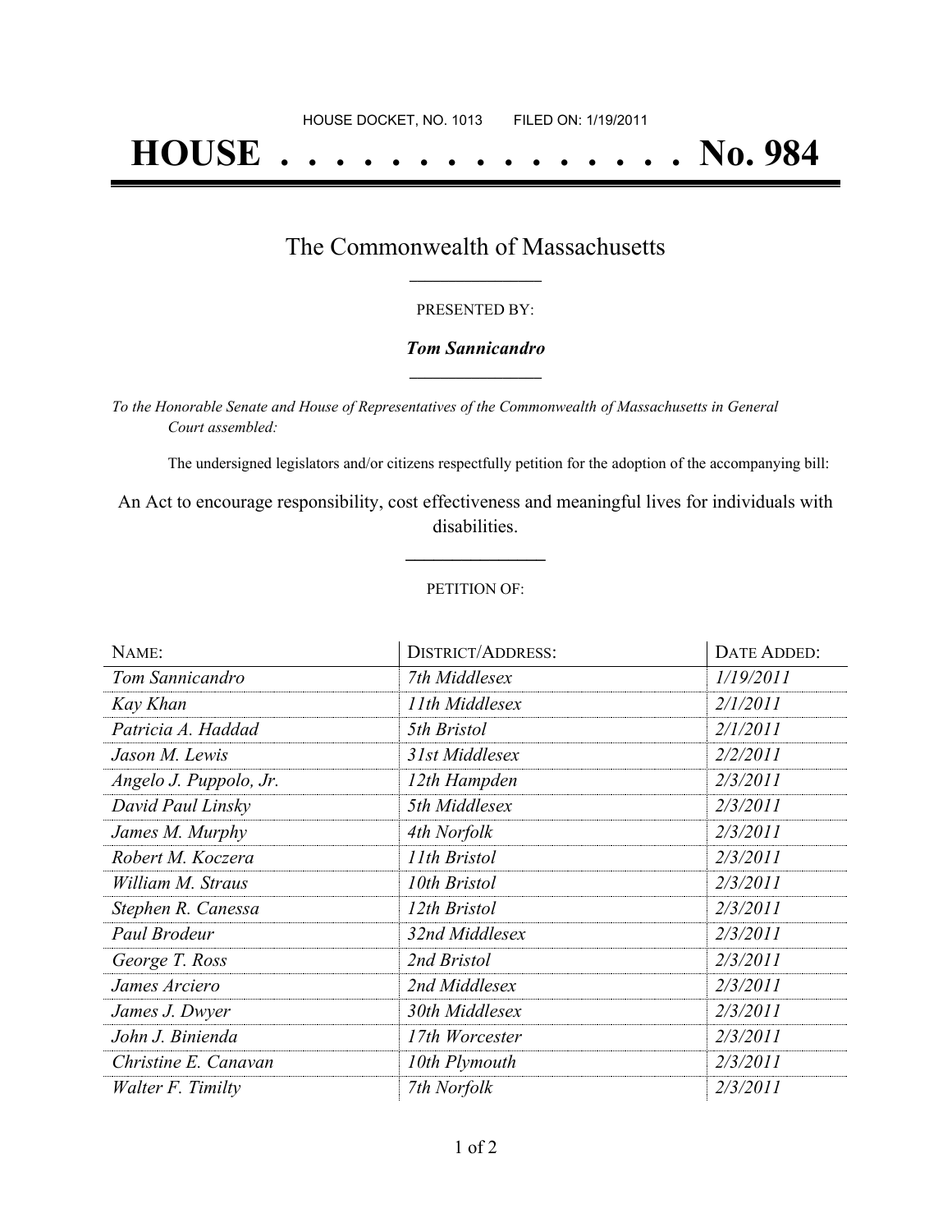HOUSE DOCKET, NO. 1013        FILED ON: 1/19/2011

# HOUSE . . . . . . . . . . . . . . . No. 984

## The Commonwealth of Massachusetts

PRESENTED BY:

***Tom Sannicandro***

*To the Honorable Senate and House of Representatives of the Commonwealth of Massachusetts in General Court assembled:*

The undersigned legislators and/or citizens respectfully petition for the adoption of the accompanying bill:

An Act to encourage responsibility, cost effectiveness and meaningful lives for individuals with disabilities.

PETITION OF:

| NAME: | DISTRICT/ADDRESS: | DATE ADDED: |
|---|---|---|
| *Tom Sannicandro* | *7th Middlesex* | *1/19/2011* |
| *Kay Khan* | *11th Middlesex* | *2/1/2011* |
| *Patricia A. Haddad* | *5th Bristol* | *2/1/2011* |
| *Jason M. Lewis* | *31st Middlesex* | *2/2/2011* |
| *Angelo J. Puppolo, Jr.* | *12th Hampden* | *2/3/2011* |
| *David Paul Linsky* | *5th Middlesex* | *2/3/2011* |
| *James M. Murphy* | *4th Norfolk* | *2/3/2011* |
| *Robert M. Koczera* | *11th Bristol* | *2/3/2011* |
| *William M. Straus* | *10th Bristol* | *2/3/2011* |
| *Stephen R. Canessa* | *12th Bristol* | *2/3/2011* |
| *Paul Brodeur* | *32nd Middlesex* | *2/3/2011* |
| *George T. Ross* | *2nd Bristol* | *2/3/2011* |
| *James Arciero* | *2nd Middlesex* | *2/3/2011* |
| *James J. Dwyer* | *30th Middlesex* | *2/3/2011* |
| *John J. Binienda* | *17th Worcester* | *2/3/2011* |
| *Christine E. Canavan* | *10th Plymouth* | *2/3/2011* |
| *Walter F. Timilty* | *7th Norfolk* | *2/3/2011* |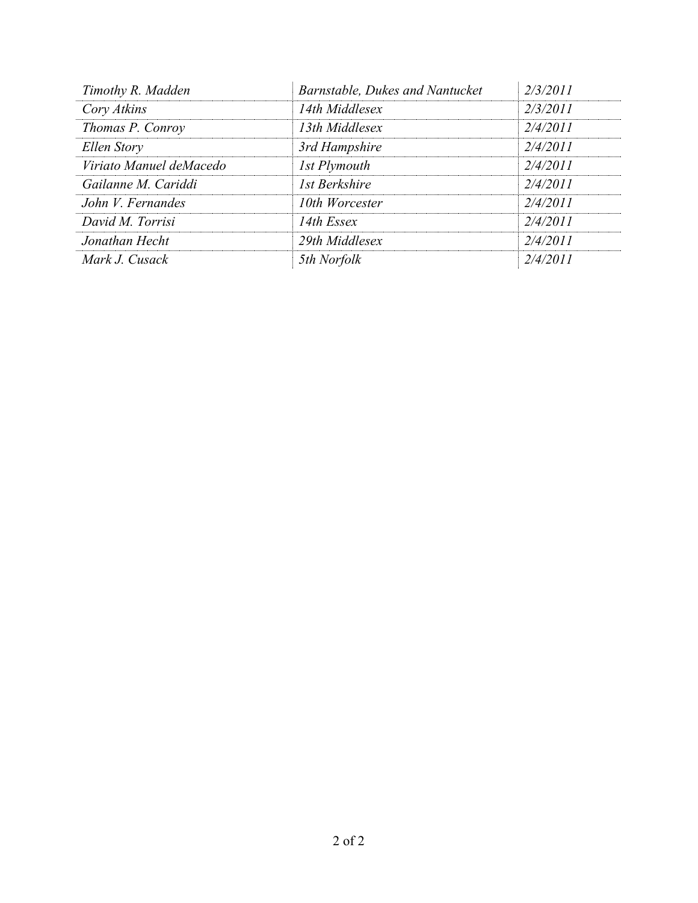| *Timothy R. Madden* | *Barnstable, Dukes and Nantucket* | *2/3/2011* |
|---|---|---|
| *Cory Atkins* | *14th Middlesex* | *2/3/2011* |
| *Thomas P. Conroy* | *13th Middlesex* | *2/4/2011* |
| *Ellen Story* | *3rd Hampshire* | *2/4/2011* |
| *Viriato Manuel deMacedo* | *1st Plymouth* | *2/4/2011* |
| *Gailanne M. Cariddi* | *1st Berkshire* | *2/4/2011* |
| *John V. Fernandes* | *10th Worcester* | *2/4/2011* |
| *David M. Torrisi* | *14th Essex* | *2/4/2011* |
| *Jonathan Hecht* | *29th Middlesex* | *2/4/2011* |
| *Mark J. Cusack* | *5th Norfolk* | *2/4/2011* |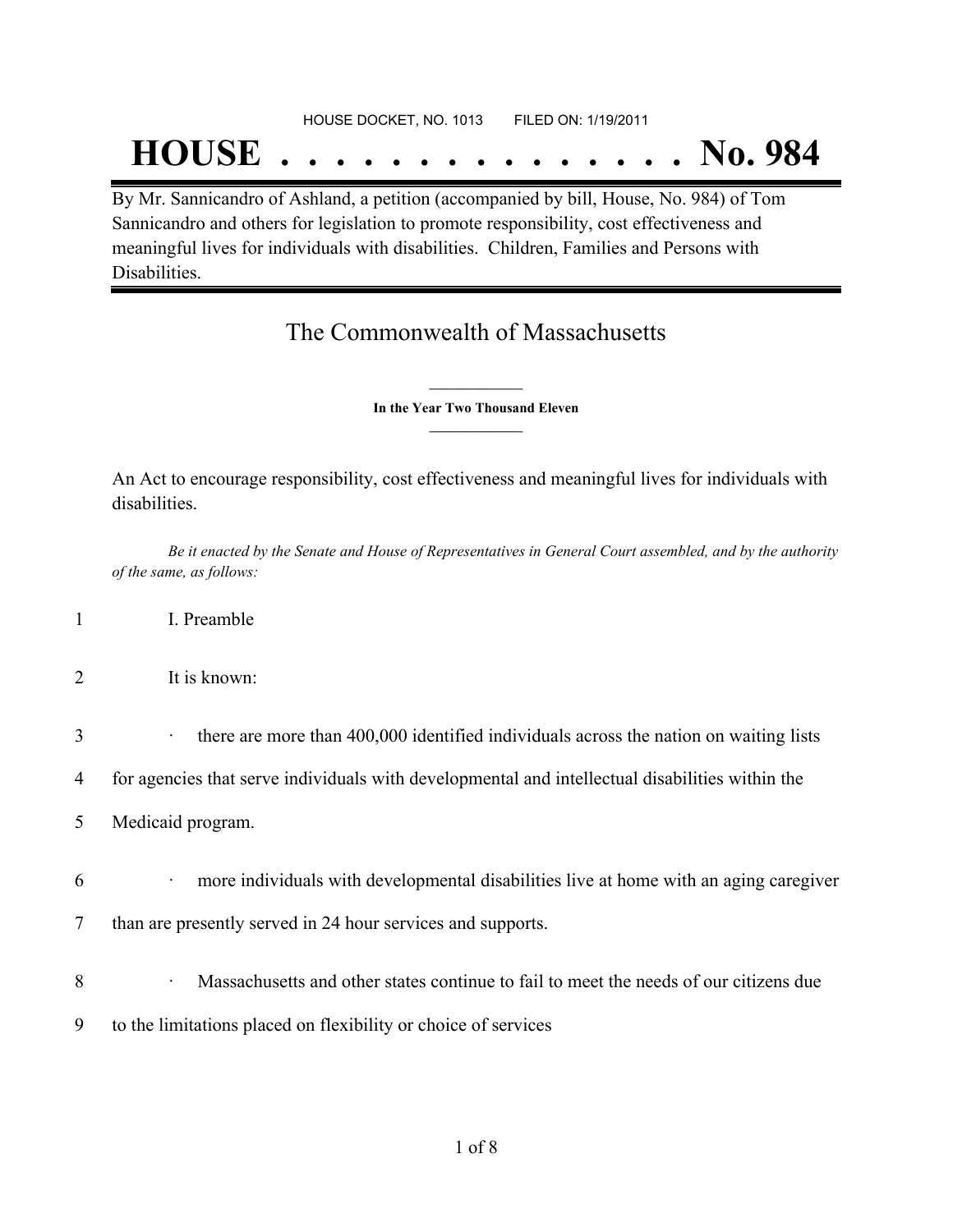HOUSE DOCKET, NO. 1013 FILED ON: 1/19/2011

# HOUSE . . . . . . . . . . . . . . . No. 984

By Mr. Sannicandro of Ashland, a petition (accompanied by bill, House, No. 984) of Tom Sannicandro and others for legislation to promote responsibility, cost effectiveness and meaningful lives for individuals with disabilities. Children, Families and Persons with Disabilities.

## The Commonwealth of Massachusetts

**In the Year Two Thousand Eleven**

An Act to encourage responsibility, cost effectiveness and meaningful lives for individuals with disabilities.

*Be it enacted by the Senate and House of Representatives in General Court assembled, and by the authority of the same, as follows:*

1 I. Preamble

2 It is known:

3 · there are more than 400,000 identified individuals across the nation on waiting lists
4 for agencies that serve individuals with developmental and intellectual disabilities within the
5 Medicaid program.

6 · more individuals with developmental disabilities live at home with an aging caregiver
7 than are presently served in 24 hour services and supports.

8 · Massachusetts and other states continue to fail to meet the needs of our citizens due
9 to the limitations placed on flexibility or choice of services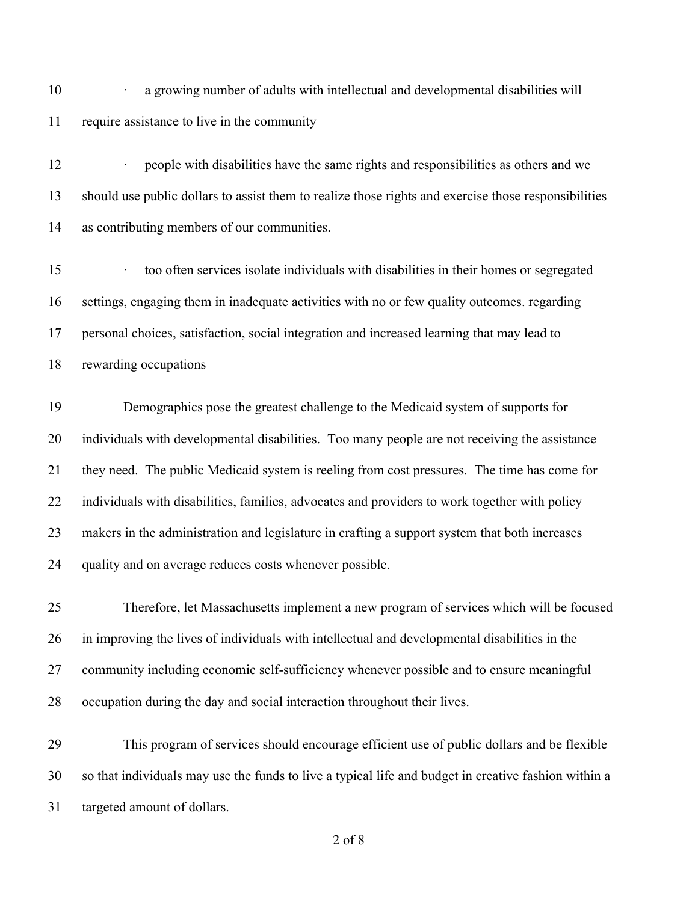- a growing number of adults with intellectual and developmental disabilities will require assistance to live in the community

- people with disabilities have the same rights and responsibilities as others and we should use public dollars to assist them to realize those rights and exercise those responsibilities as contributing members of our communities.

- too often services isolate individuals with disabilities in their homes or segregated settings, engaging them in inadequate activities with no or few quality outcomes. regarding personal choices, satisfaction, social integration and increased learning that may lead to rewarding occupations

Demographics pose the greatest challenge to the Medicaid system of supports for individuals with developmental disabilities. Too many people are not receiving the assistance they need. The public Medicaid system is reeling from cost pressures. The time has come for individuals with disabilities, families, advocates and providers to work together with policy makers in the administration and legislature in crafting a support system that both increases quality and on average reduces costs whenever possible.

Therefore, let Massachusetts implement a new program of services which will be focused in improving the lives of individuals with intellectual and developmental disabilities in the community including economic self-sufficiency whenever possible and to ensure meaningful occupation during the day and social interaction throughout their lives.

This program of services should encourage efficient use of public dollars and be flexible so that individuals may use the funds to live a typical life and budget in creative fashion within a targeted amount of dollars.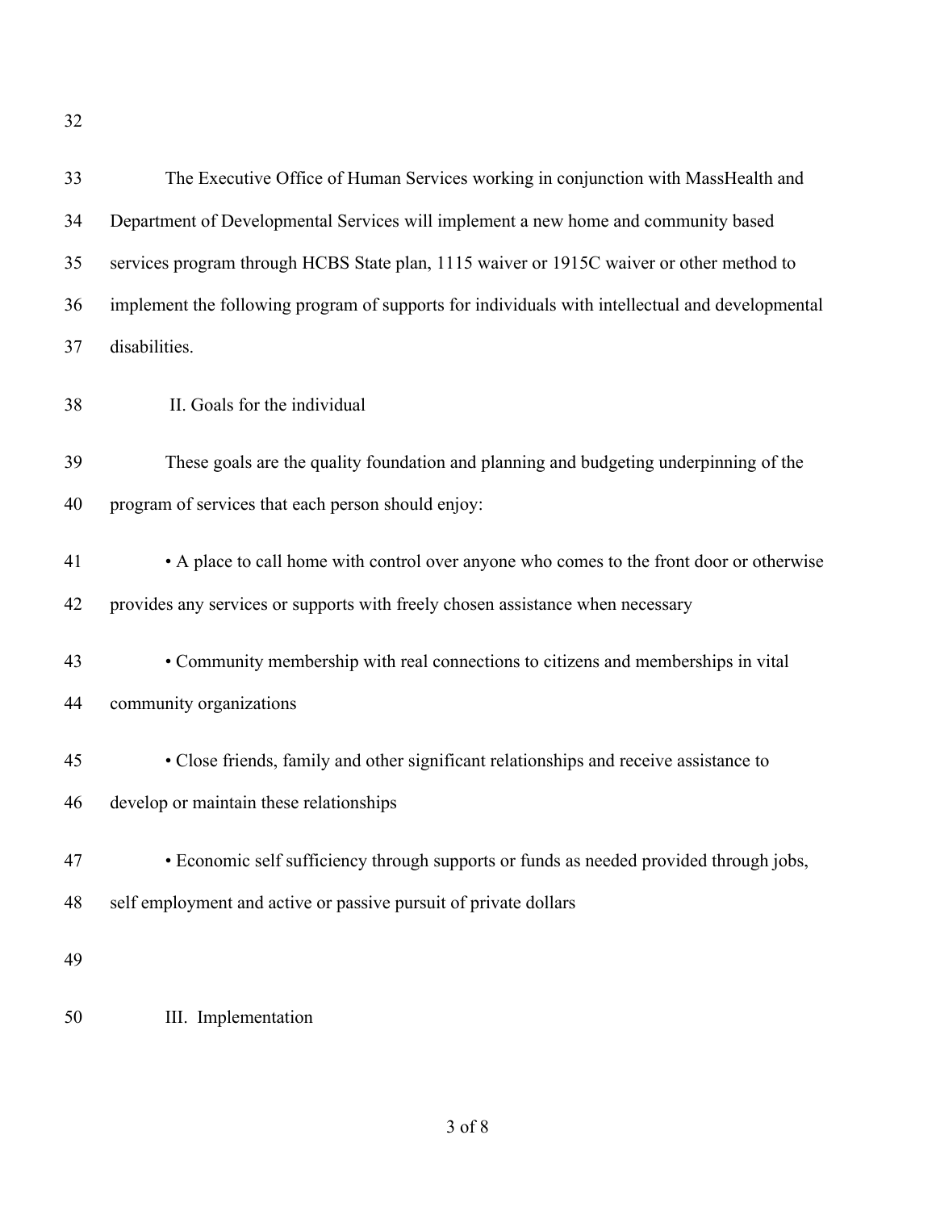The Executive Office of Human Services working in conjunction with MassHealth and Department of Developmental Services will implement a new home and community based services program through HCBS State plan, 1115 waiver or 1915C waiver or other method to implement the following program of supports for individuals with intellectual and developmental disabilities.

## II. Goals for the individual

These goals are the quality foundation and planning and budgeting underpinning of the program of services that each person should enjoy:

- A place to call home with control over anyone who comes to the front door or otherwise provides any services or supports with freely chosen assistance when necessary
- Community membership with real connections to citizens and memberships in vital community organizations
- Close friends, family and other significant relationships and receive assistance to develop or maintain these relationships
- Economic self sufficiency through supports or funds as needed provided through jobs, self employment and active or passive pursuit of private dollars

## III. Implementation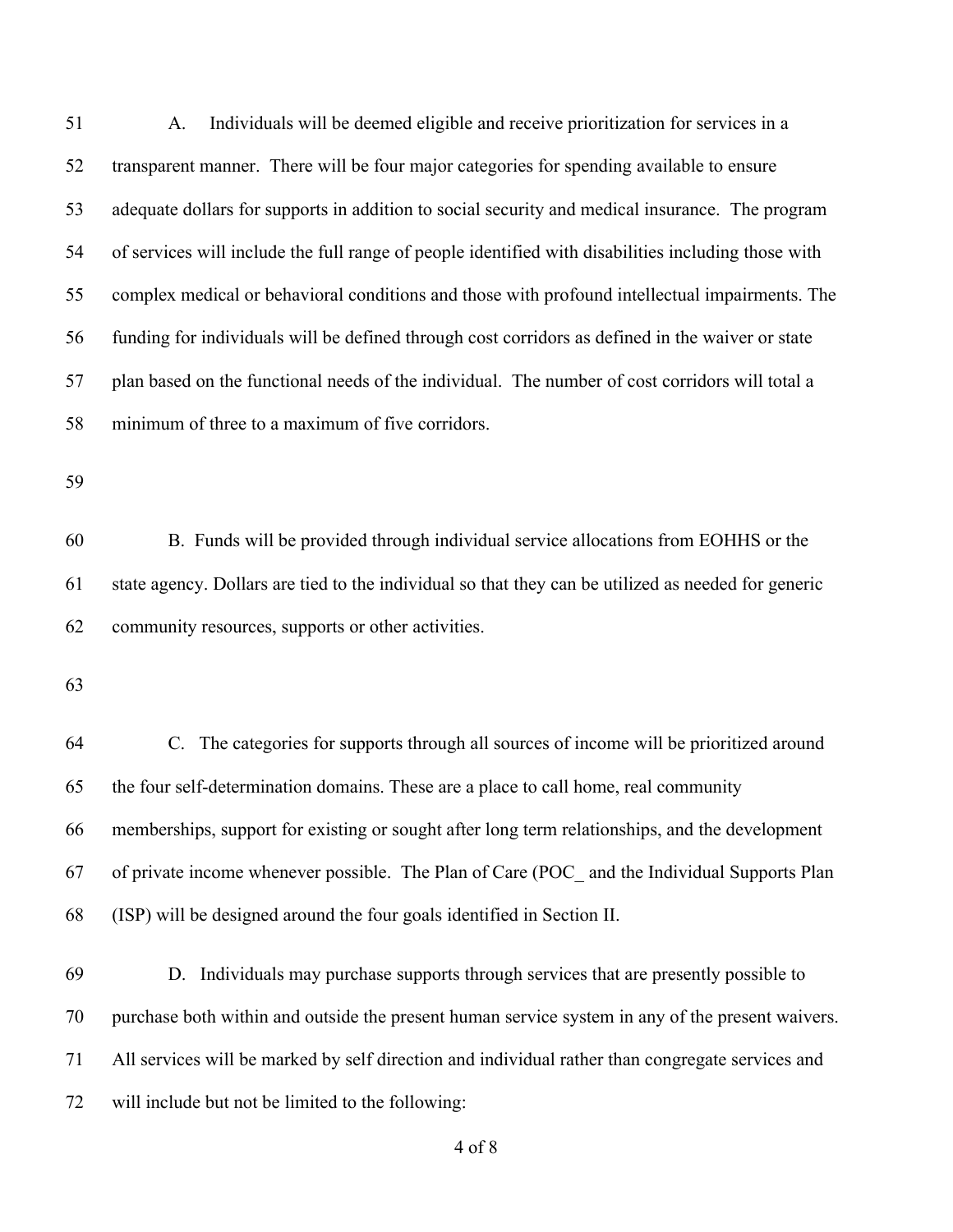A. Individuals will be deemed eligible and receive prioritization for services in a transparent manner. There will be four major categories for spending available to ensure adequate dollars for supports in addition to social security and medical insurance. The program of services will include the full range of people identified with disabilities including those with complex medical or behavioral conditions and those with profound intellectual impairments. The funding for individuals will be defined through cost corridors as defined in the waiver or state plan based on the functional needs of the individual. The number of cost corridors will total a minimum of three to a maximum of five corridors.

B. Funds will be provided through individual service allocations from EOHHS or the state agency. Dollars are tied to the individual so that they can be utilized as needed for generic community resources, supports or other activities.

C. The categories for supports through all sources of income will be prioritized around the four self-determination domains. These are a place to call home, real community memberships, support for existing or sought after long term relationships, and the development of private income whenever possible. The Plan of Care (POC_ and the Individual Supports Plan (ISP) will be designed around the four goals identified in Section II.

D. Individuals may purchase supports through services that are presently possible to purchase both within and outside the present human service system in any of the present waivers. All services will be marked by self direction and individual rather than congregate services and will include but not be limited to the following: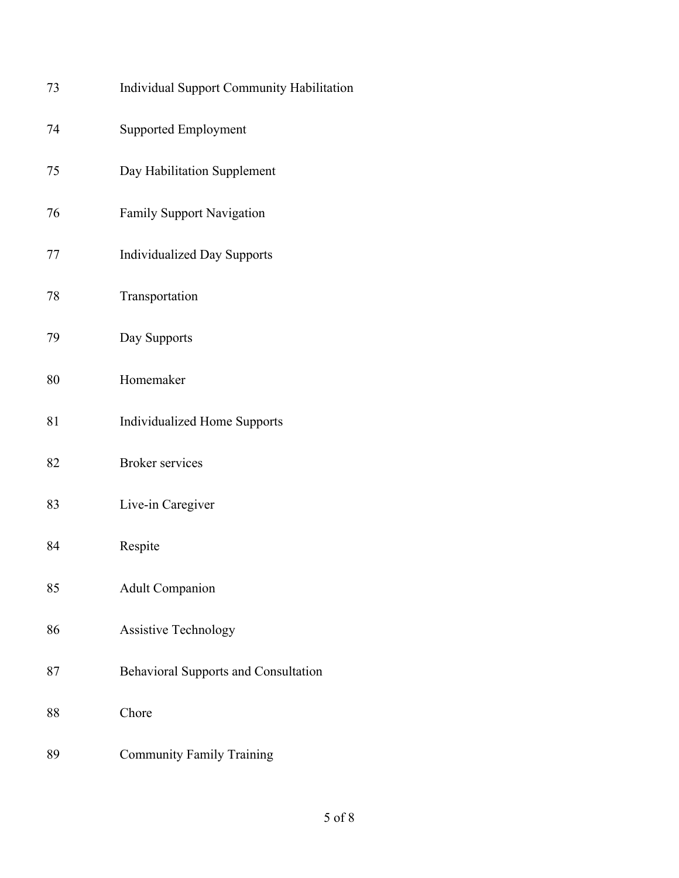73 Individual Support Community Habilitation

74 Supported Employment

75 Day Habilitation Supplement

76 Family Support Navigation

77 Individualized Day Supports

78 Transportation

79 Day Supports

80 Homemaker

81 Individualized Home Supports

82 Broker services

83 Live-in Caregiver

84 Respite

85 Adult Companion

86 Assistive Technology

87 Behavioral Supports and Consultation

88 Chore

89 Community Family Training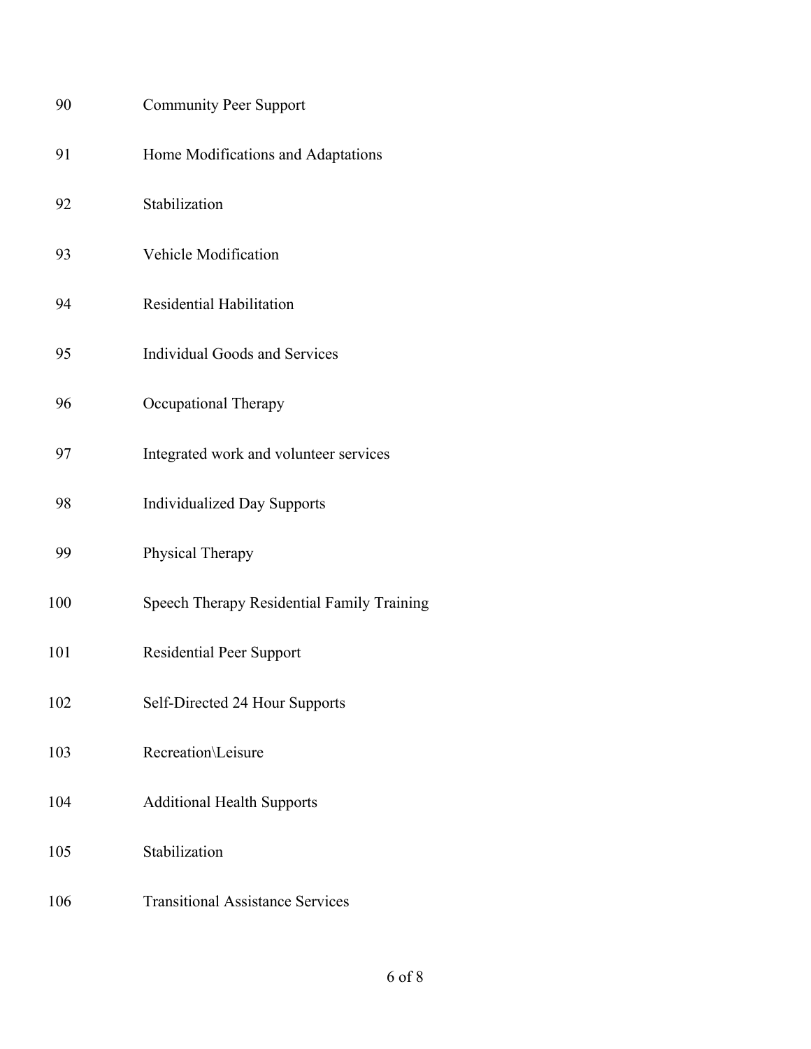| | |
|---|---|
| 90 | Community Peer Support |
| 91 | Home Modifications and Adaptations |
| 92 | Stabilization |
| 93 | Vehicle Modification |
| 94 | Residential Habilitation |
| 95 | Individual Goods and Services |
| 96 | Occupational Therapy |
| 97 | Integrated work and volunteer services |
| 98 | Individualized Day Supports |
| 99 | Physical Therapy |
| 100 | Speech Therapy Residential Family Training |
| 101 | Residential Peer Support |
| 102 | Self-Directed 24 Hour Supports |
| 103 | Recreation\Leisure |
| 104 | Additional Health Supports |
| 105 | Stabilization |
| 106 | Transitional Assistance Services |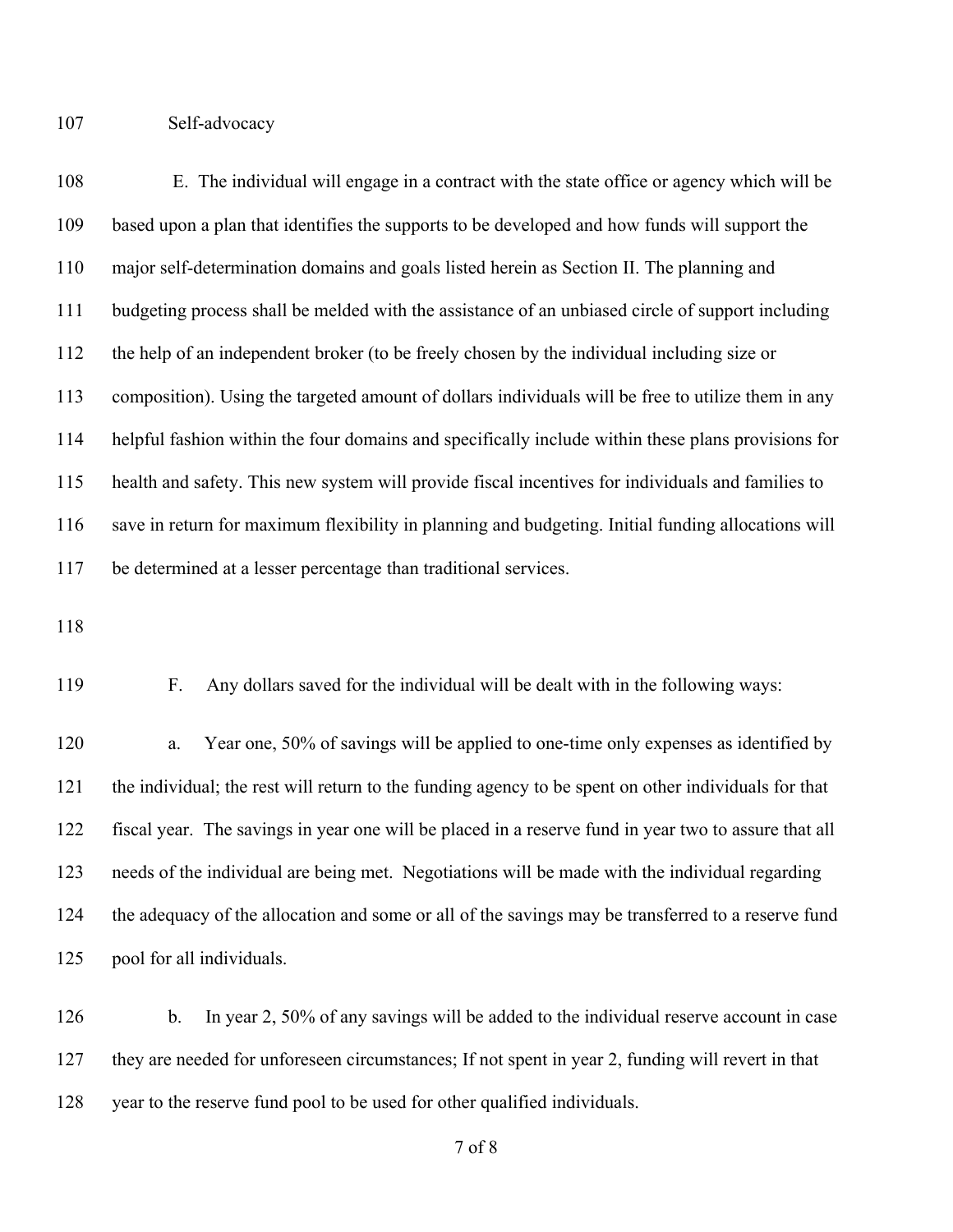Self-advocacy

E. The individual will engage in a contract with the state office or agency which will be based upon a plan that identifies the supports to be developed and how funds will support the major self-determination domains and goals listed herein as Section II. The planning and budgeting process shall be melded with the assistance of an unbiased circle of support including the help of an independent broker (to be freely chosen by the individual including size or composition). Using the targeted amount of dollars individuals will be free to utilize them in any helpful fashion within the four domains and specifically include within these plans provisions for health and safety. This new system will provide fiscal incentives for individuals and families to save in return for maximum flexibility in planning and budgeting. Initial funding allocations will be determined at a lesser percentage than traditional services.

F. Any dollars saved for the individual will be dealt with in the following ways:

a. Year one, 50% of savings will be applied to one-time only expenses as identified by the individual; the rest will return to the funding agency to be spent on other individuals for that fiscal year. The savings in year one will be placed in a reserve fund in year two to assure that all needs of the individual are being met. Negotiations will be made with the individual regarding the adequacy of the allocation and some or all of the savings may be transferred to a reserve fund pool for all individuals.

b. In year 2, 50% of any savings will be added to the individual reserve account in case they are needed for unforeseen circumstances; If not spent in year 2, funding will revert in that year to the reserve fund pool to be used for other qualified individuals.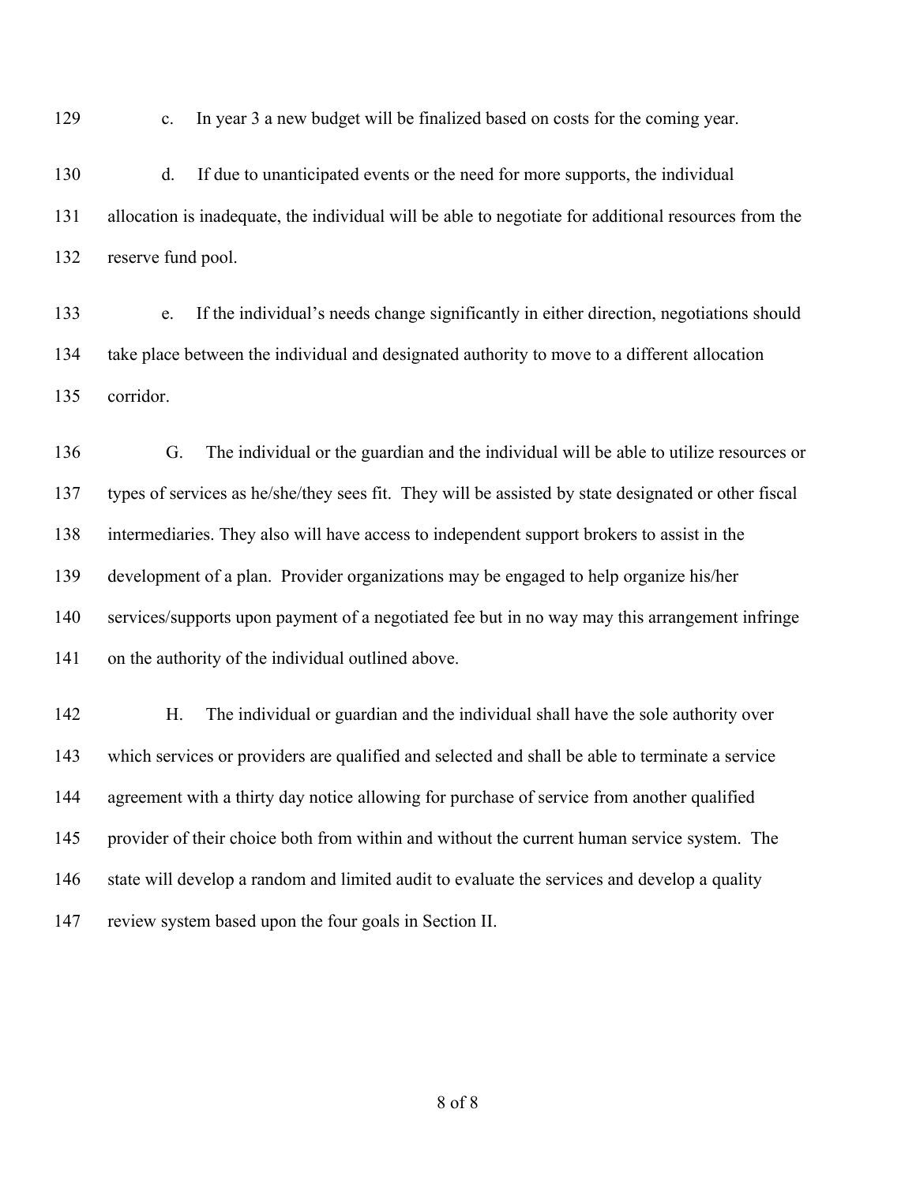c. In year 3 a new budget will be finalized based on costs for the coming year.

d. If due to unanticipated events or the need for more supports, the individual allocation is inadequate, the individual will be able to negotiate for additional resources from the reserve fund pool.

e. If the individual's needs change significantly in either direction, negotiations should take place between the individual and designated authority to move to a different allocation corridor.

G. The individual or the guardian and the individual will be able to utilize resources or types of services as he/she/they sees fit. They will be assisted by state designated or other fiscal intermediaries. They also will have access to independent support brokers to assist in the development of a plan. Provider organizations may be engaged to help organize his/her services/supports upon payment of a negotiated fee but in no way may this arrangement infringe on the authority of the individual outlined above.

H. The individual or guardian and the individual shall have the sole authority over which services or providers are qualified and selected and shall be able to terminate a service agreement with a thirty day notice allowing for purchase of service from another qualified provider of their choice both from within and without the current human service system. The state will develop a random and limited audit to evaluate the services and develop a quality review system based upon the four goals in Section II.